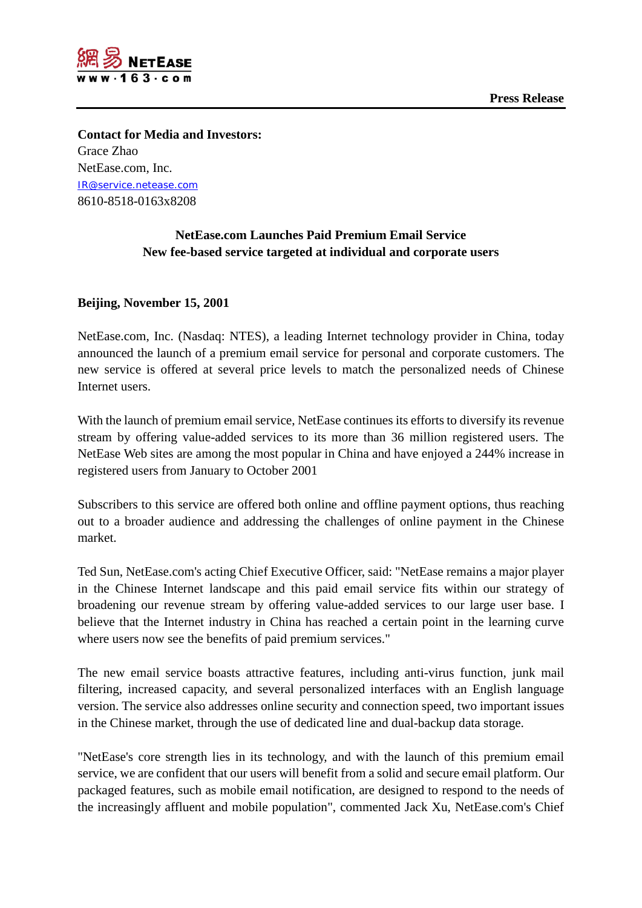**Press Release**

**Contact for Media and Investors:**
Grace Zhao
NetEase.com, Inc.
IR@service.netease.com
8610-8518-0163x8208

**NetEase.com Launches Paid Premium Email Service**
**New fee-based service targeted at individual and corporate users**

**Beijing, November 15, 2001**

NetEase.com, Inc. (Nasdaq: NTES), a leading Internet technology provider in China, today announced the launch of a premium email service for personal and corporate customers. The new service is offered at several price levels to match the personalized needs of Chinese Internet users.

With the launch of premium email service, NetEase continues its efforts to diversify its revenue stream by offering value-added services to its more than 36 million registered users. The NetEase Web sites are among the most popular in China and have enjoyed a 244% increase in registered users from January to October 2001

Subscribers to this service are offered both online and offline payment options, thus reaching out to a broader audience and addressing the challenges of online payment in the Chinese market.

Ted Sun, NetEase.com's acting Chief Executive Officer, said: "NetEase remains a major player in the Chinese Internet landscape and this paid email service fits within our strategy of broadening our revenue stream by offering value-added services to our large user base. I believe that the Internet industry in China has reached a certain point in the learning curve where users now see the benefits of paid premium services."

The new email service boasts attractive features, including anti-virus function, junk mail filtering, increased capacity, and several personalized interfaces with an English language version. The service also addresses online security and connection speed, two important issues in the Chinese market, through the use of dedicated line and dual-backup data storage.

"NetEase's core strength lies in its technology, and with the launch of this premium email service, we are confident that our users will benefit from a solid and secure email platform. Our packaged features, such as mobile email notification, are designed to respond to the needs of the increasingly affluent and mobile population", commented Jack Xu, NetEase.com's Chief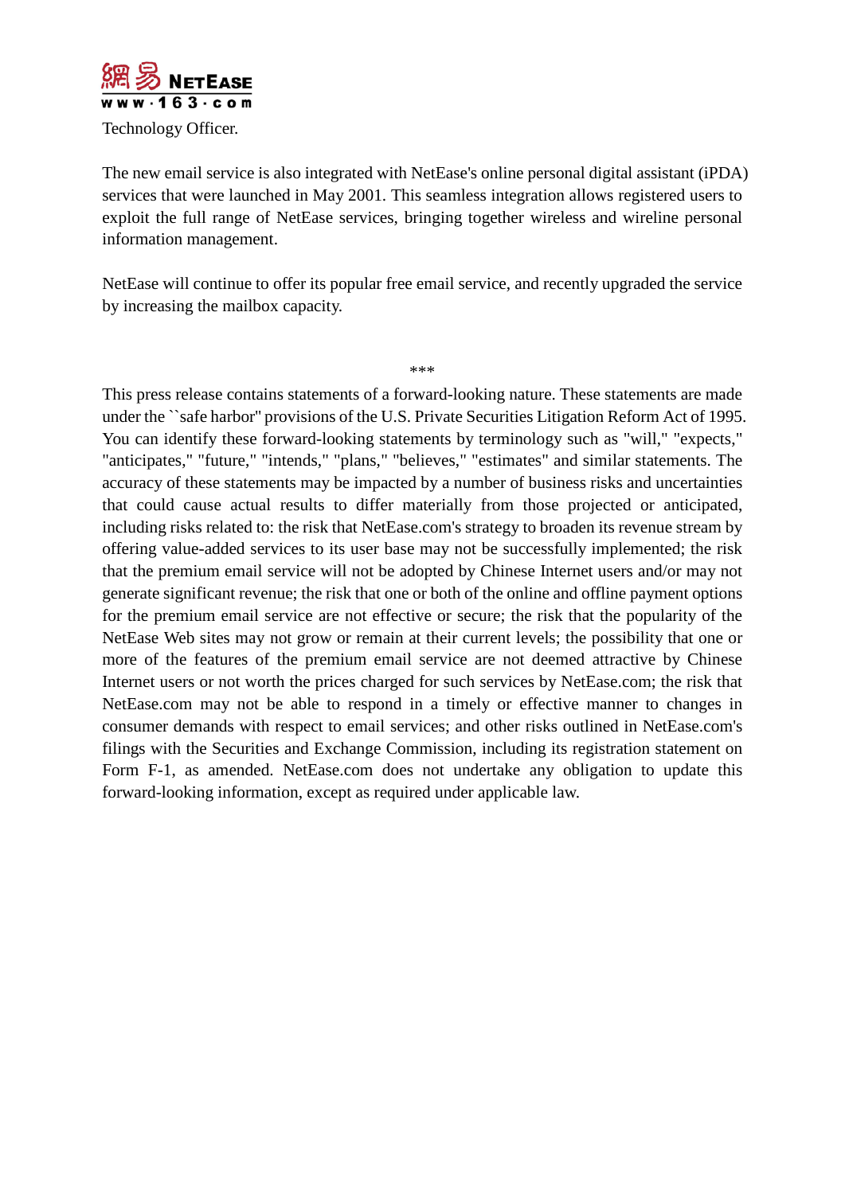Technology Officer.

The new email service is also integrated with NetEase's online personal digital assistant (iPDA) services that were launched in May 2001. This seamless integration allows registered users to exploit the full range of NetEase services, bringing together wireless and wireline personal information management.

NetEase will continue to offer its popular free email service, and recently upgraded the service by increasing the mailbox capacity.

***

This press release contains statements of a forward-looking nature. These statements are made under the ``safe harbor" provisions of the U.S. Private Securities Litigation Reform Act of 1995. You can identify these forward-looking statements by terminology such as "will," "expects," "anticipates," "future," "intends," "plans," "believes," "estimates" and similar statements. The accuracy of these statements may be impacted by a number of business risks and uncertainties that could cause actual results to differ materially from those projected or anticipated, including risks related to: the risk that NetEase.com's strategy to broaden its revenue stream by offering value-added services to its user base may not be successfully implemented; the risk that the premium email service will not be adopted by Chinese Internet users and/or may not generate significant revenue; the risk that one or both of the online and offline payment options for the premium email service are not effective or secure; the risk that the popularity of the NetEase Web sites may not grow or remain at their current levels; the possibility that one or more of the features of the premium email service are not deemed attractive by Chinese Internet users or not worth the prices charged for such services by NetEase.com; the risk that NetEase.com may not be able to respond in a timely or effective manner to changes in consumer demands with respect to email services; and other risks outlined in NetEase.com's filings with the Securities and Exchange Commission, including its registration statement on Form F-1, as amended. NetEase.com does not undertake any obligation to update this forward-looking information, except as required under applicable law.